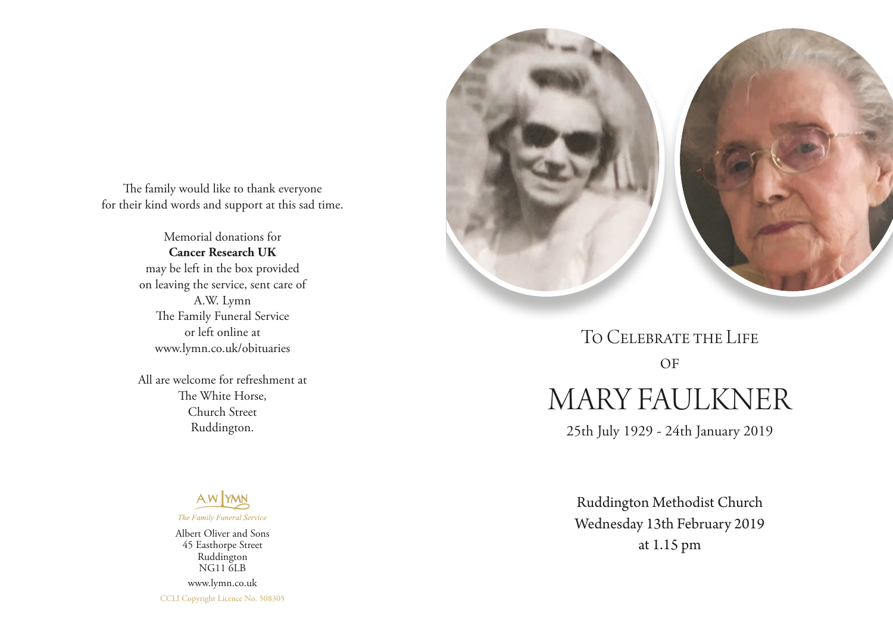The family would like to thank everyone for their kind words and support at this sad time.

Memorial donations for
**Cancer Research UK**
may be left in the box provided on leaving the service, sent care of
A.W. Lymn
The Family Funeral Service
or left online at
www.lymn.co.uk/obituaries

All are welcome for refreshment at
The White Horse,
Church Street
Ruddington.

A.W. LYMN
*The Family Funeral Service*

Albert Oliver and Sons
45 Easthorpe Street
Ruddington
NG11 6LB

www.lymn.co.uk

CCLI Copyright Licence No. 508305

To Celebrate the Life

of

# MARY FAULKNER

25th July 1929 - 24th January 2019

Ruddington Methodist Church
Wednesday 13th February 2019
at 1.15 pm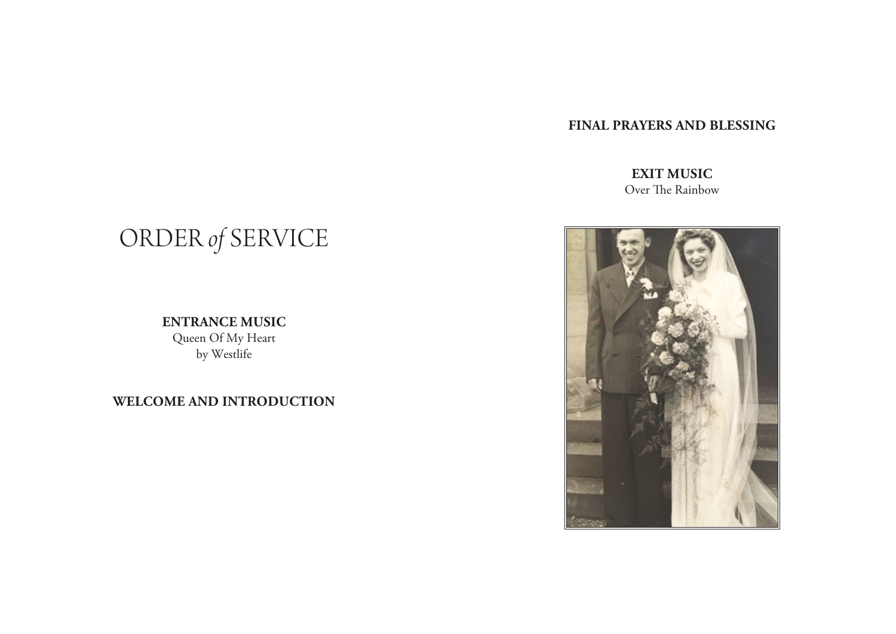# ORDER *of* SERVICE

**ENTRANCE MUSIC**
Queen Of My Heart
by Westlife

**WELCOME AND INTRODUCTION**

**FINAL PRAYERS AND BLESSING**

**EXIT MUSIC**
Over The Rainbow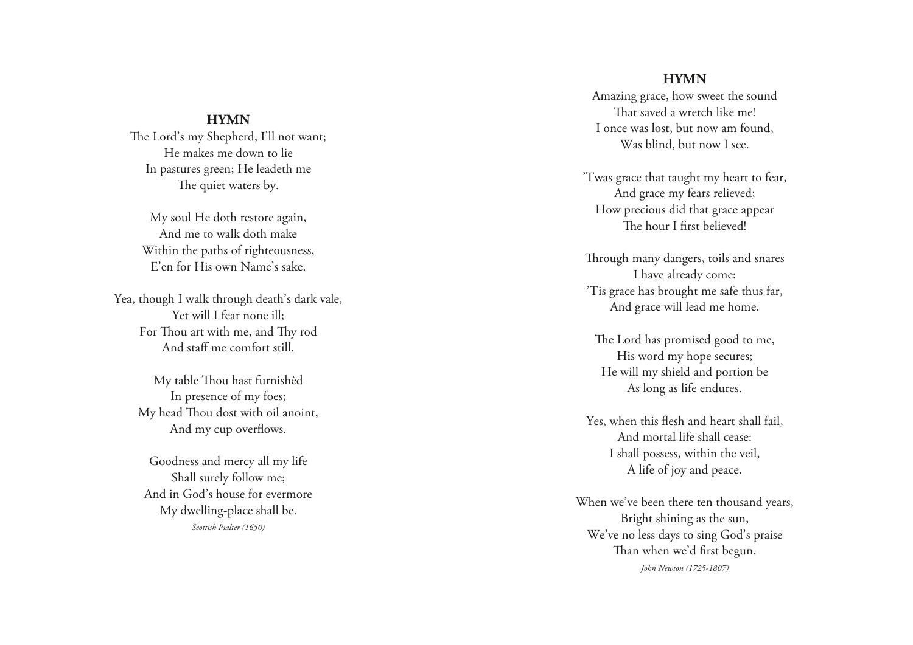## HYMN

The Lord's my Shepherd, I'll not want;
He makes me down to lie
In pastures green; He leadeth me
The quiet waters by.

My soul He doth restore again,
And me to walk doth make
Within the paths of righteousness,
E'en for His own Name's sake.

Yea, though I walk through death's dark vale,
Yet will I fear none ill;
For Thou art with me, and Thy rod
And staff me comfort still.

My table Thou hast furnishèd
In presence of my foes;
My head Thou dost with oil anoint,
And my cup overflows.

Goodness and mercy all my life
Shall surely follow me;
And in God's house for evermore
My dwelling-place shall be.

*Scottish Psalter (1650)*

## HYMN

Amazing grace, how sweet the sound
That saved a wretch like me!
I once was lost, but now am found,
Was blind, but now I see.

'Twas grace that taught my heart to fear,
And grace my fears relieved;
How precious did that grace appear
The hour I first believed!

Through many dangers, toils and snares
I have already come:
'Tis grace has brought me safe thus far,
And grace will lead me home.

The Lord has promised good to me,
His word my hope secures;
He will my shield and portion be
As long as life endures.

Yes, when this flesh and heart shall fail,
And mortal life shall cease:
I shall possess, within the veil,
A life of joy and peace.

When we've been there ten thousand years,
Bright shining as the sun,
We've no less days to sing God's praise
Than when we'd first begun.

*John Newton (1725-1807)*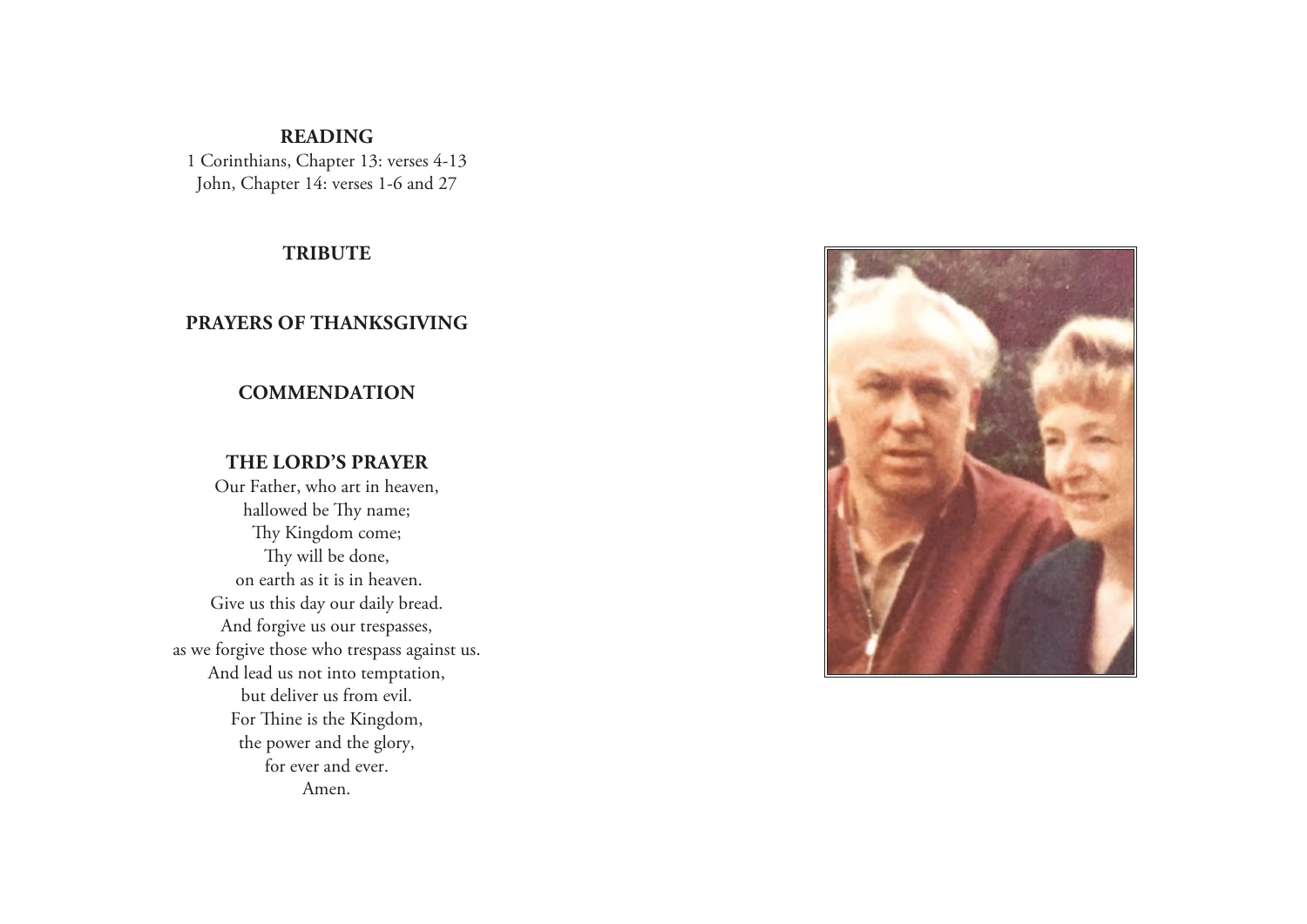**READING**

1 Corinthians, Chapter 13: verses 4-13
John, Chapter 14: verses 1-6 and 27

**TRIBUTE**

**PRAYERS OF THANKSGIVING**

**COMMENDATION**

**THE LORD'S PRAYER**

Our Father, who art in heaven,
hallowed be Thy name;
Thy Kingdom come;
Thy will be done,
on earth as it is in heaven.
Give us this day our daily bread.
And forgive us our trespasses,
as we forgive those who trespass against us.
And lead us not into temptation,
but deliver us from evil.
For Thine is the Kingdom,
the power and the glory,
for ever and ever.
Amen.